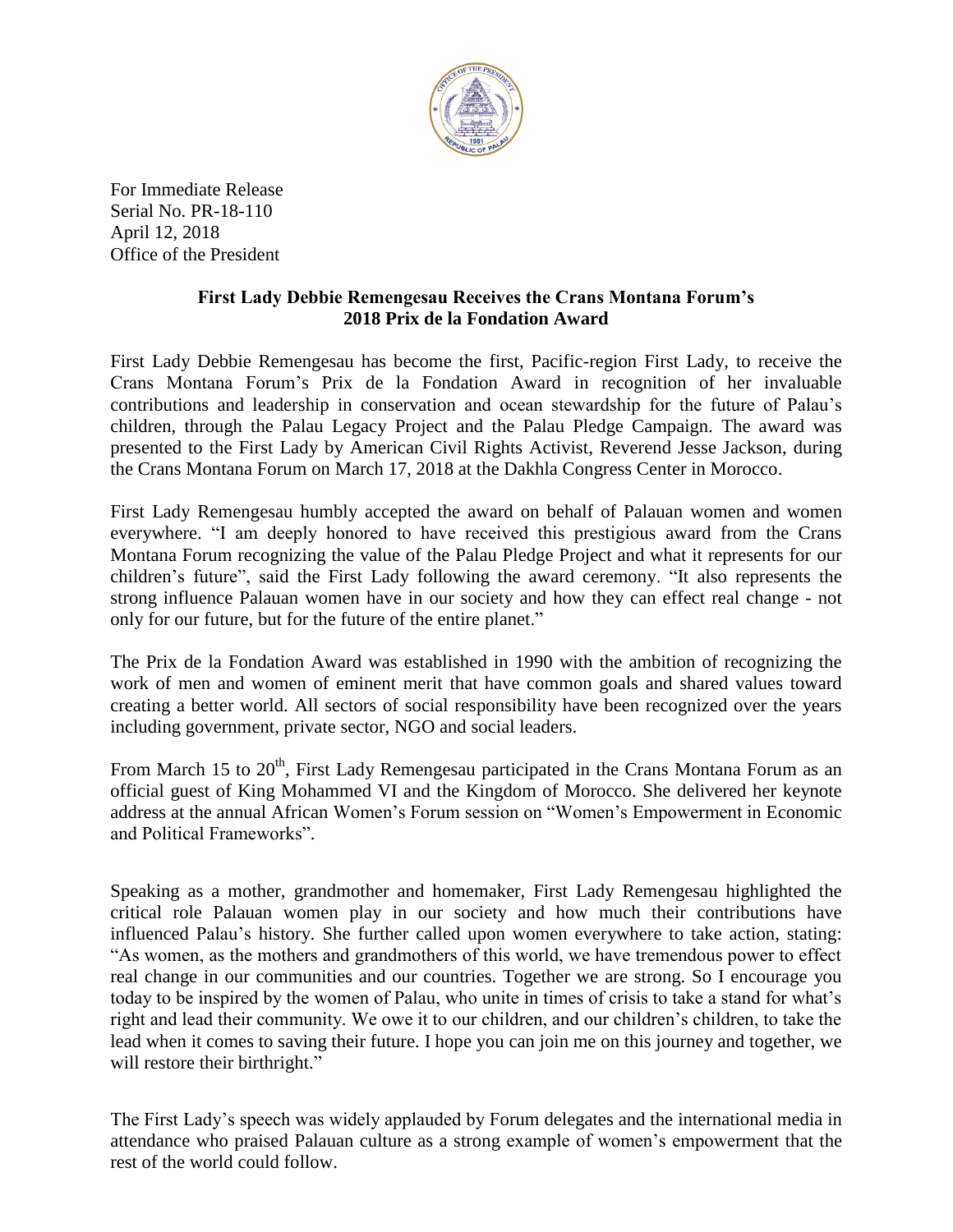For Immediate Release
Serial No. PR-18-110
April 12, 2018
Office of the President

**First Lady Debbie Remengesau Receives the Crans Montana Forum's 2018 Prix de la Fondation Award**

First Lady Debbie Remengesau has become the first, Pacific-region First Lady, to receive the Crans Montana Forum's Prix de la Fondation Award in recognition of her invaluable contributions and leadership in conservation and ocean stewardship for the future of Palau's children, through the Palau Legacy Project and the Palau Pledge Campaign. The award was presented to the First Lady by American Civil Rights Activist, Reverend Jesse Jackson, during the Crans Montana Forum on March 17, 2018 at the Dakhla Congress Center in Morocco.

First Lady Remengesau humbly accepted the award on behalf of Palauan women and women everywhere. "I am deeply honored to have received this prestigious award from the Crans Montana Forum recognizing the value of the Palau Pledge Project and what it represents for our children's future", said the First Lady following the award ceremony. "It also represents the strong influence Palauan women have in our society and how they can effect real change - not only for our future, but for the future of the entire planet."

The Prix de la Fondation Award was established in 1990 with the ambition of recognizing the work of men and women of eminent merit that have common goals and shared values toward creating a better world. All sectors of social responsibility have been recognized over the years including government, private sector, NGO and social leaders.

From March 15 to 20th, First Lady Remengesau participated in the Crans Montana Forum as an official guest of King Mohammed VI and the Kingdom of Morocco. She delivered her keynote address at the annual African Women's Forum session on "Women's Empowerment in Economic and Political Frameworks".

Speaking as a mother, grandmother and homemaker, First Lady Remengesau highlighted the critical role Palauan women play in our society and how much their contributions have influenced Palau's history. She further called upon women everywhere to take action, stating: "As women, as the mothers and grandmothers of this world, we have tremendous power to effect real change in our communities and our countries. Together we are strong. So I encourage you today to be inspired by the women of Palau, who unite in times of crisis to take a stand for what's right and lead their community. We owe it to our children, and our children's children, to take the lead when it comes to saving their future. I hope you can join me on this journey and together, we will restore their birthright."

The First Lady's speech was widely applauded by Forum delegates and the international media in attendance who praised Palauan culture as a strong example of women's empowerment that the rest of the world could follow.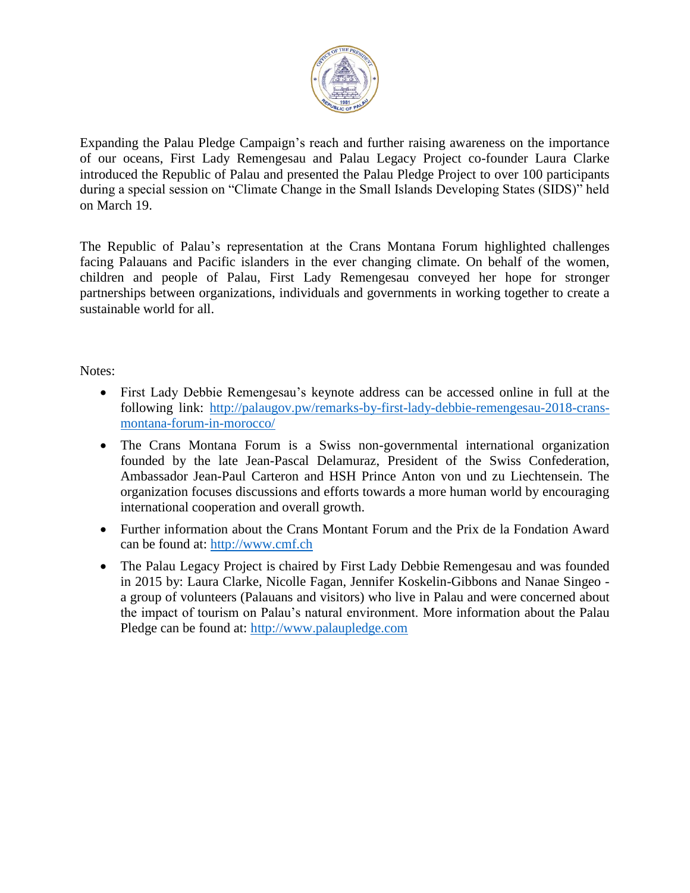Expanding the Palau Pledge Campaign's reach and further raising awareness on the importance of our oceans, First Lady Remengesau and Palau Legacy Project co-founder Laura Clarke introduced the Republic of Palau and presented the Palau Pledge Project to over 100 participants during a special session on "Climate Change in the Small Islands Developing States (SIDS)" held on March 19.

The Republic of Palau's representation at the Crans Montana Forum highlighted challenges facing Palauans and Pacific islanders in the ever changing climate. On behalf of the women, children and people of Palau, First Lady Remengesau conveyed her hope for stronger partnerships between organizations, individuals and governments in working together to create a sustainable world for all.

Notes:

- First Lady Debbie Remengesau's keynote address can be accessed online in full at the following link: http://palaugov.pw/remarks-by-first-lady-debbie-remengesau-2018-crans-montana-forum-in-morocco/
- The Crans Montana Forum is a Swiss non-governmental international organization founded by the late Jean-Pascal Delamuraz, President of the Swiss Confederation, Ambassador Jean-Paul Carteron and HSH Prince Anton von und zu Liechtensein. The organization focuses discussions and efforts towards a more human world by encouraging international cooperation and overall growth.
- Further information about the Crans Montant Forum and the Prix de la Fondation Award can be found at: http://www.cmf.ch
- The Palau Legacy Project is chaired by First Lady Debbie Remengesau and was founded in 2015 by: Laura Clarke, Nicolle Fagan, Jennifer Koskelin-Gibbons and Nanae Singeo - a group of volunteers (Palauans and visitors) who live in Palau and were concerned about the impact of tourism on Palau's natural environment. More information about the Palau Pledge can be found at: http://www.palaupledge.com